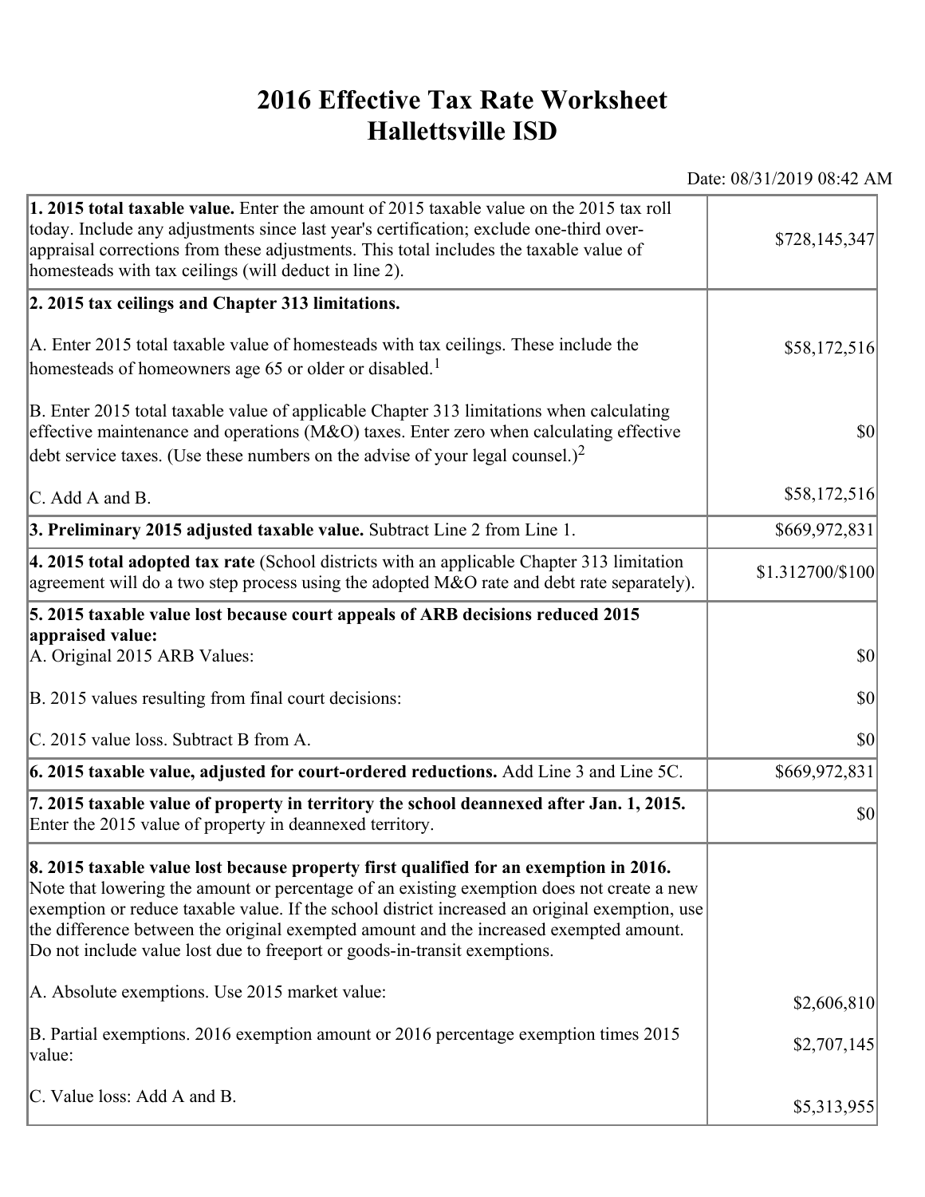# 2016 Effective Tax Rate Worksheet
# Hallettsville ISD

Date: 08/31/2019 08:42 AM

| | |
|---|---|
| **1. 2015 total taxable value.** Enter the amount of 2015 taxable value on the 2015 tax roll today. Include any adjustments since last year's certification; exclude one-third over-appraisal corrections from these adjustments. This total includes the taxable value of homesteads with tax ceilings (will deduct in line 2). | $728,145,347 |
| **2. 2015 tax ceilings and Chapter 313 limitations.** | |
| A. Enter 2015 total taxable value of homesteads with tax ceilings. These include the homesteads of homeowners age 65 or older or disabled.[1] | $58,172,516 |
| B. Enter 2015 total taxable value of applicable Chapter 313 limitations when calculating effective maintenance and operations (M&O) taxes. Enter zero when calculating effective debt service taxes. (Use these numbers on the advise of your legal counsel.)[2] | $0 |
| C. Add A and B. | $58,172,516 |
| **3. Preliminary 2015 adjusted taxable value.** Subtract Line 2 from Line 1. | $669,972,831 |
| **4. 2015 total adopted tax rate** (School districts with an applicable Chapter 313 limitation agreement will do a two step process using the adopted M&O rate and debt rate separately). | $1.312700/$100 |
| **5. 2015 taxable value lost because court appeals of ARB decisions reduced 2015 appraised value:** | |
| A. Original 2015 ARB Values: | $0 |
| B. 2015 values resulting from final court decisions: | $0 |
| C. 2015 value loss. Subtract B from A. | $0 |
| **6. 2015 taxable value, adjusted for court-ordered reductions.** Add Line 3 and Line 5C. | $669,972,831 |
| **7. 2015 taxable value of property in territory the school deannexed after Jan. 1, 2015.** Enter the 2015 value of property in deannexed territory. | $0 |
| **8. 2015 taxable value lost because property first qualified for an exemption in 2016.** Note that lowering the amount or percentage of an existing exemption does not create a new exemption or reduce taxable value. If the school district increased an original exemption, use the difference between the original exempted amount and the increased exempted amount. Do not include value lost due to freeport or goods-in-transit exemptions. | |
| A. Absolute exemptions. Use 2015 market value: | $2,606,810 |
| B. Partial exemptions. 2016 exemption amount or 2016 percentage exemption times 2015 value: | $2,707,145 |
| C. Value loss: Add A and B. | $5,313,955 |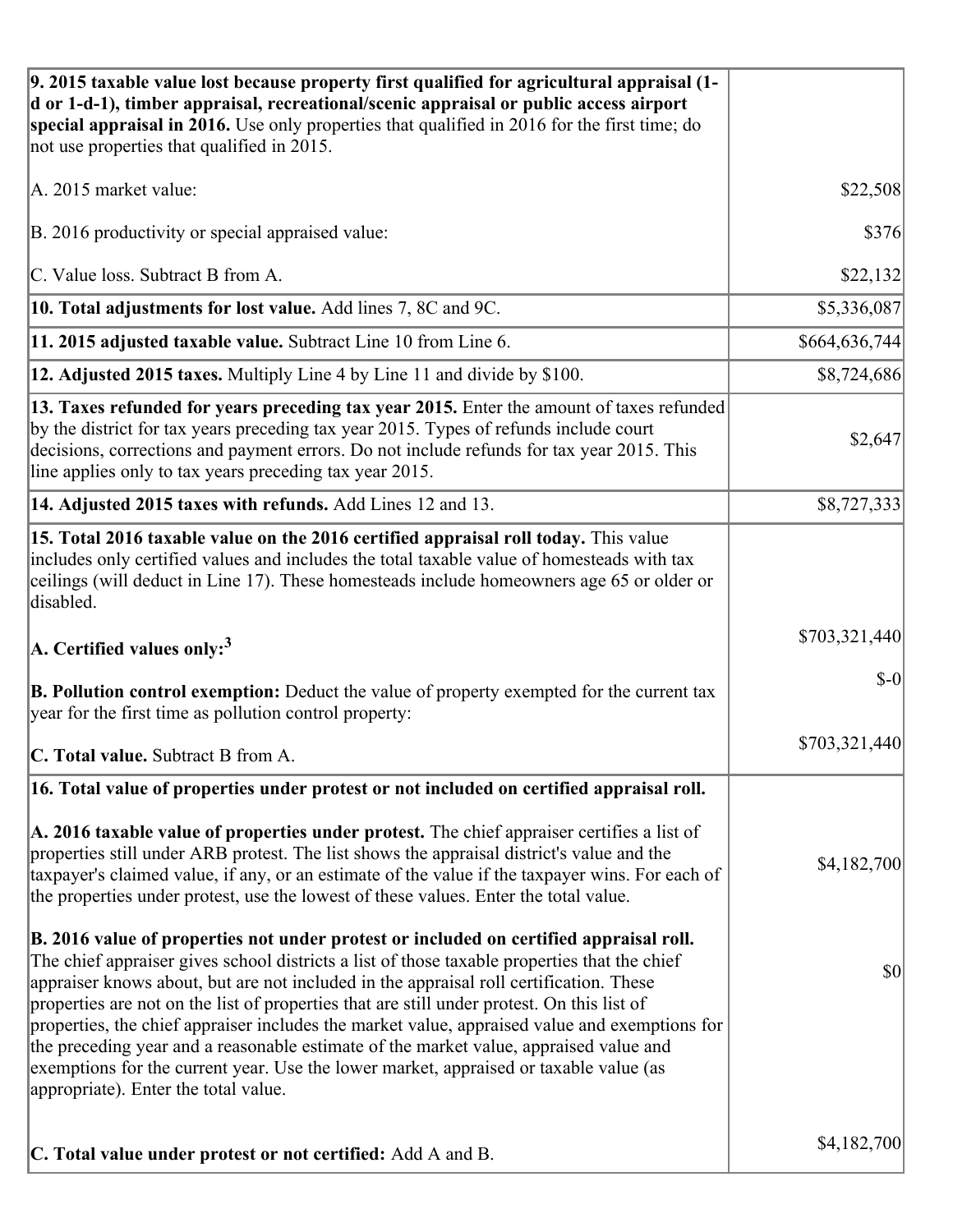| | |
|---|---|
| **9. 2015 taxable value lost because property first qualified for agricultural appraisal (1-d or 1-d-1), timber appraisal, recreational/scenic appraisal or public access airport special appraisal in 2016.** Use only properties that qualified in 2016 for the first time; do not use properties that qualified in 2015.<br><br>A. 2015 market value:<br><br>B. 2016 productivity or special appraised value:<br><br>C. Value loss. Subtract B from A. | <br><br><br><br>$22,508<br><br>$376<br><br>$22,132 |
| **10. Total adjustments for lost value.** Add lines 7, 8C and 9C. | $5,336,087 |
| **11. 2015 adjusted taxable value.** Subtract Line 10 from Line 6. | $664,636,744 |
| **12. Adjusted 2015 taxes.** Multiply Line 4 by Line 11 and divide by $100. | $8,724,686 |
| **13. Taxes refunded for years preceding tax year 2015.** Enter the amount of taxes refunded by the district for tax years preceding tax year 2015. Types of refunds include court decisions, corrections and payment errors. Do not include refunds for tax year 2015. This line applies only to tax years preceding tax year 2015. | $2,647 |
| **14. Adjusted 2015 taxes with refunds.** Add Lines 12 and 13. | $8,727,333 |
| **15. Total 2016 taxable value on the 2016 certified appraisal roll today.** This value includes only certified values and includes the total taxable value of homesteads with tax ceilings (will deduct in Line 17). These homesteads include homeowners age 65 or older or disabled.<br><br>**A. Certified values only:**[3]<br><br>**B. Pollution control exemption:** Deduct the value of property exempted for the current tax year for the first time as pollution control property:<br><br>**C. Total value.** Subtract B from A. | <br><br><br><br>$703,321,440<br><br>$-0<br><br>$703,321,440 |
| **16. Total value of properties under protest or not included on certified appraisal roll.**<br><br>**A. 2016 taxable value of properties under protest.** The chief appraiser certifies a list of properties still under ARB protest. The list shows the appraisal district's value and the taxpayer's claimed value, if any, or an estimate of the value if the taxpayer wins. For each of the properties under protest, use the lowest of these values. Enter the total value.<br><br>**B. 2016 value of properties not under protest or included on certified appraisal roll.** The chief appraiser gives school districts a list of those taxable properties that the chief appraiser knows about, but are not included in the appraisal roll certification. These properties are not on the list of properties that are still under protest. On this list of properties, the chief appraiser includes the market value, appraised value and exemptions for the preceding year and a reasonable estimate of the market value, appraised value and exemptions for the current year. Use the lower market, appraised or taxable value (as appropriate). Enter the total value.<br><br>**C. Total value under protest or not certified:** Add A and B. | <br><br>$4,182,700<br><br>$0<br><br>$4,182,700 |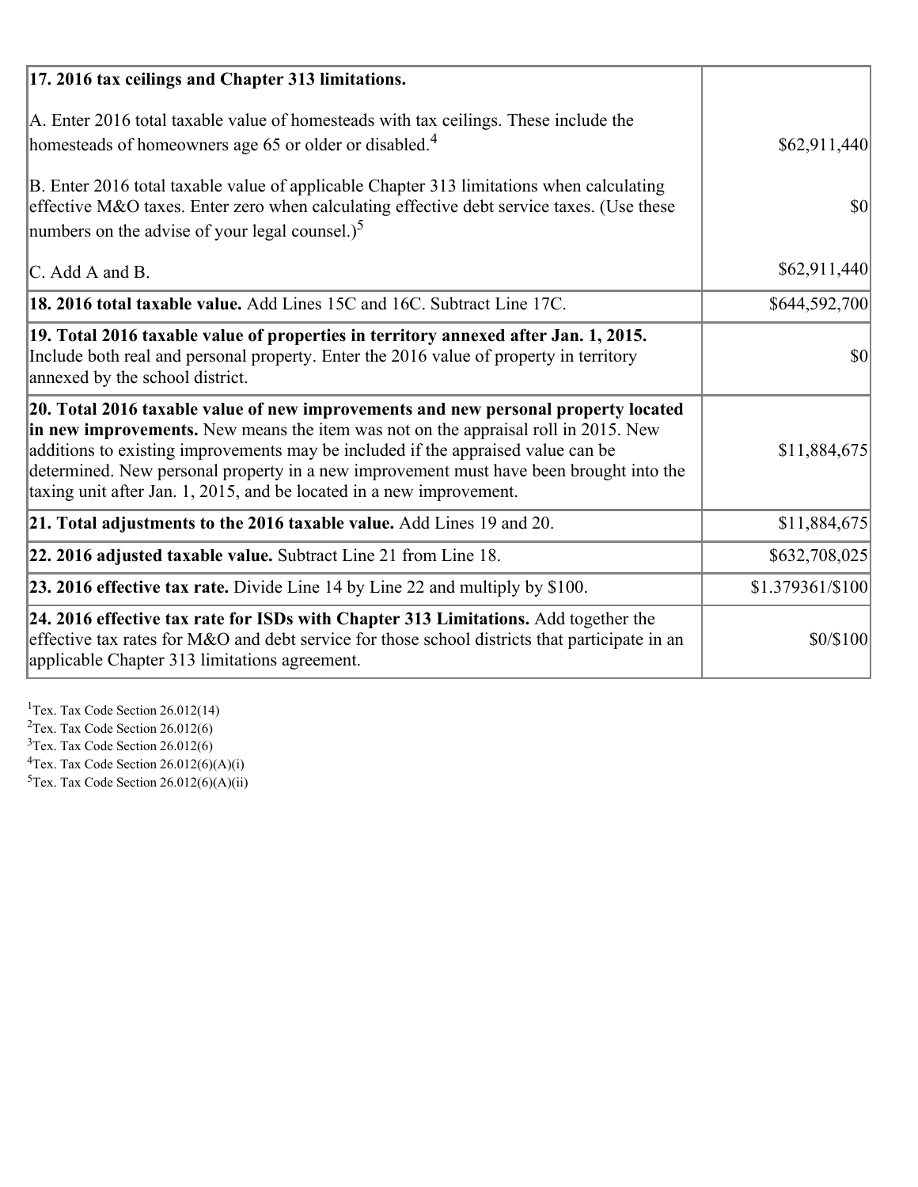| | |
|---|---|
| **17. 2016 tax ceilings and Chapter 313 limitations.** | |
| A. Enter 2016 total taxable value of homesteads with tax ceilings. These include the homesteads of homeowners age 65 or older or disabled.[4] | $62,911,440 |
| B. Enter 2016 total taxable value of applicable Chapter 313 limitations when calculating effective M&O taxes. Enter zero when calculating effective debt service taxes. (Use these numbers on the advise of your legal counsel.)[5] | $0 |
| C. Add A and B. | $62,911,440 |
| **18. 2016 total taxable value.** Add Lines 15C and 16C. Subtract Line 17C. | $644,592,700 |
| **19. Total 2016 taxable value of properties in territory annexed after Jan. 1, 2015.** Include both real and personal property. Enter the 2016 value of property in territory annexed by the school district. | $0 |
| **20. Total 2016 taxable value of new improvements and new personal property located in new improvements.** New means the item was not on the appraisal roll in 2015. New additions to existing improvements may be included if the appraised value can be determined. New personal property in a new improvement must have been brought into the taxing unit after Jan. 1, 2015, and be located in a new improvement. | $11,884,675 |
| **21. Total adjustments to the 2016 taxable value.** Add Lines 19 and 20. | $11,884,675 |
| **22. 2016 adjusted taxable value.** Subtract Line 21 from Line 18. | $632,708,025 |
| **23. 2016 effective tax rate.** Divide Line 14 by Line 22 and multiply by $100. | $1.379361/$100 |
| **24. 2016 effective tax rate for ISDs with Chapter 313 Limitations.** Add together the effective tax rates for M&O and debt service for those school districts that participate in an applicable Chapter 313 limitations agreement. | $0/$100 |

[1]Tex. Tax Code Section 26.012(14)
[2]Tex. Tax Code Section 26.012(6)
[3]Tex. Tax Code Section 26.012(6)
[4]Tex. Tax Code Section 26.012(6)(A)(i)
[5]Tex. Tax Code Section 26.012(6)(A)(ii)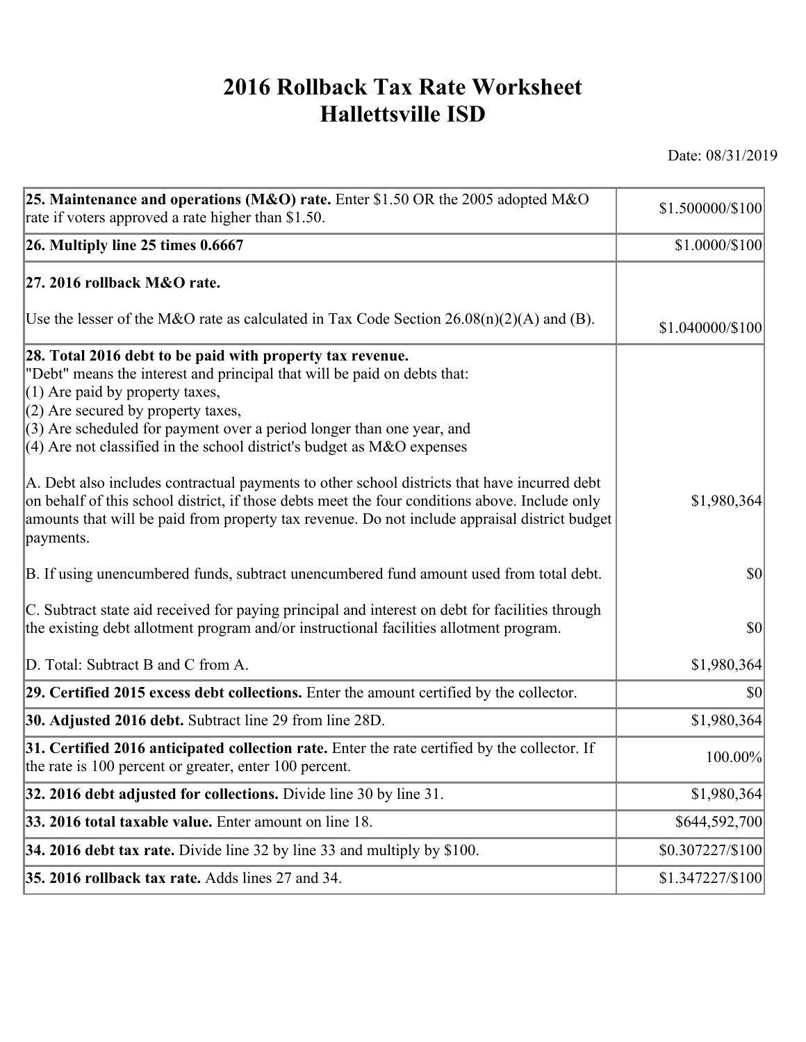# 2016 Rollback Tax Rate Worksheet
# Hallettsville ISD

Date: 08/31/2019

| | |
|---|---|
| **25. Maintenance and operations (M&O) rate.** Enter $1.50 OR the 2005 adopted M&O rate if voters approved a rate higher than $1.50. | $1.500000/$100 |
| **26. Multiply line 25 times 0.6667** | $1.0000/$100 |
| **27. 2016 rollback M&O rate.**<br><br>Use the lesser of the M&O rate as calculated in Tax Code Section 26.08(n)(2)(A) and (B). | $1.040000/$100 |
| **28. Total 2016 debt to be paid with property tax revenue.**<br>"Debt" means the interest and principal that will be paid on debts that:<br>(1) Are paid by property taxes,<br>(2) Are secured by property taxes,<br>(3) Are scheduled for payment over a period longer than one year, and<br>(4) Are not classified in the school district's budget as M&O expenses<br><br>A. Debt also includes contractual payments to other school districts that have incurred debt on behalf of this school district, if those debts meet the four conditions above. Include only amounts that will be paid from property tax revenue. Do not include appraisal district budget payments. | $1,980,364 |
| B. If using unencumbered funds, subtract unencumbered fund amount used from total debt. | $0 |
| C. Subtract state aid received for paying principal and interest on debt for facilities through the existing debt allotment program and/or instructional facilities allotment program. | $0 |
| D. Total: Subtract B and C from A. | $1,980,364 |
| **29. Certified 2015 excess debt collections.** Enter the amount certified by the collector. | $0 |
| **30. Adjusted 2016 debt.** Subtract line 29 from line 28D. | $1,980,364 |
| **31. Certified 2016 anticipated collection rate.** Enter the rate certified by the collector. If the rate is 100 percent or greater, enter 100 percent. | 100.00% |
| **32. 2016 debt adjusted for collections.** Divide line 30 by line 31. | $1,980,364 |
| **33. 2016 total taxable value.** Enter amount on line 18. | $644,592,700 |
| **34. 2016 debt tax rate.** Divide line 32 by line 33 and multiply by $100. | $0.307227/$100 |
| **35. 2016 rollback tax rate.** Adds lines 27 and 34. | $1.347227/$100 |